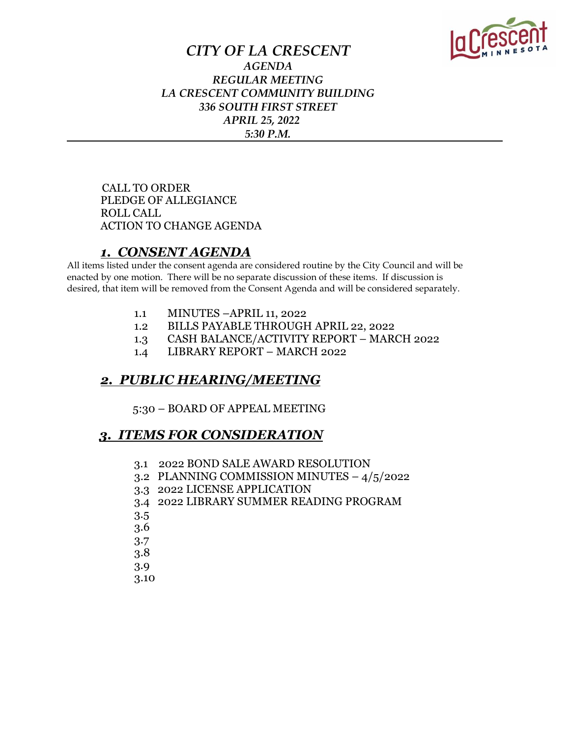# *CITY OF LA CRESCENT*

***AGENDA***
***REGULAR MEETING***
***LA CRESCENT COMMUNITY BUILDING***
***336 SOUTH FIRST STREET***
***APRIL 25, 2022***
***5:30 P.M.***

---

CALL TO ORDER
PLEDGE OF ALLEGIANCE
ROLL CALL
ACTION TO CHANGE AGENDA

## ***1. CONSENT AGENDA***

All items listed under the consent agenda are considered routine by the City Council and will be enacted by one motion. There will be no separate discussion of these items. If discussion is desired, that item will be removed from the Consent Agenda and will be considered separately.

1.1 MINUTES –APRIL 11, 2022
1.2 BILLS PAYABLE THROUGH APRIL 22, 2022
1.3 CASH BALANCE/ACTIVITY REPORT – MARCH 2022
1.4 LIBRARY REPORT – MARCH 2022

## ***2. PUBLIC HEARING/MEETING***

5:30 – BOARD OF APPEAL MEETING

## ***3. ITEMS FOR CONSIDERATION***

3.1 2022 BOND SALE AWARD RESOLUTION
3.2 PLANNING COMMISSION MINUTES – 4/5/2022
3.3 2022 LICENSE APPLICATION
3.4 2022 LIBRARY SUMMER READING PROGRAM
3.5
3.6
3.7
3.8
3.9
3.10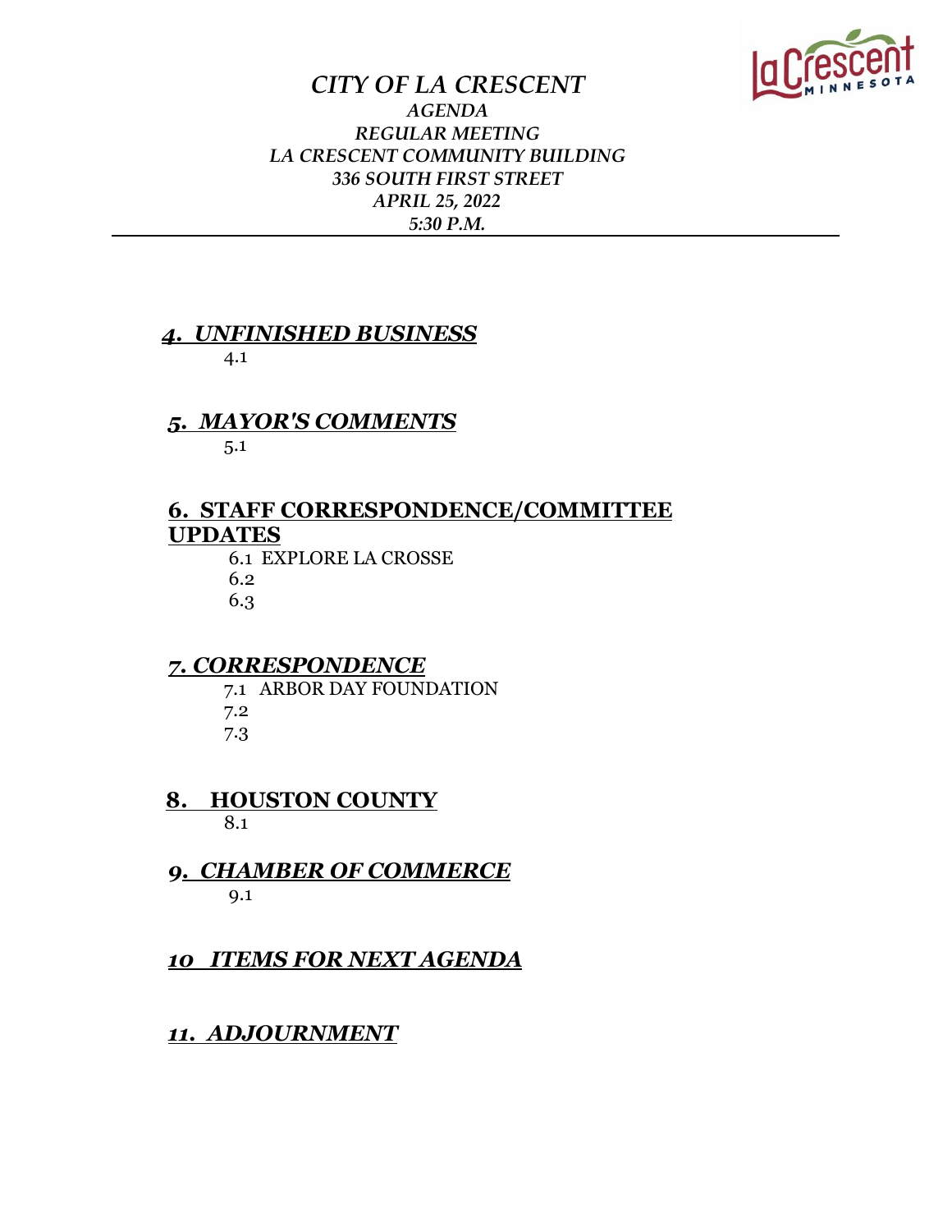*CITY OF LA CRESCENT*
*AGENDA*
*REGULAR MEETING*
*LA CRESCENT COMMUNITY BUILDING*
*336 SOUTH FIRST STREET*
*APRIL 25, 2022*
*5:30 P.M.*

---

## ***4. UNFINISHED BUSINESS***

4.1

## ***5. MAYOR'S COMMENTS***

5.1

## **6. STAFF CORRESPONDENCE/COMMITTEE UPDATES**

6.1 EXPLORE LA CROSSE
6.2
6.3

## ***7. CORRESPONDENCE***

7.1 ARBOR DAY FOUNDATION
7.2
7.3

## **8. HOUSTON COUNTY**

8.1

## ***9. CHAMBER OF COMMERCE***

9.1

## ***10 ITEMS FOR NEXT AGENDA***

## ***11. ADJOURNMENT***